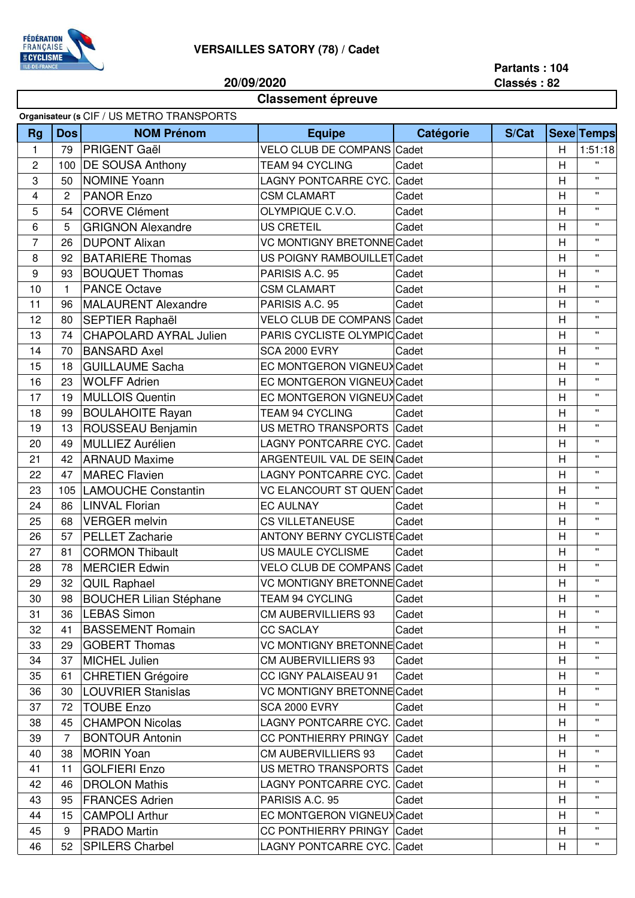**FÉDÉRATION FRANÇAISE DE CYCLISME ILE-DE-FRANCE**

## VERSAILLES SATORY (78) / Cadet

**20/09/2020**

**Partants : 104**
**Classés : 82**

### Classement épreuve

**Organisateur (s** CIF / US METRO TRANSPORTS

| Rg | Dos | NOM Prénom | Equipe | Catégorie | S/Cat | Sexe | Temps |
|---|---|---|---|---|---|---|---|
| 1 | 79 | PRIGENT Gaël | VELO CLUB DE COMPANS | Cadet | | H | 1:51:18 |
| 2 | 100 | DE SOUSA Anthony | TEAM 94 CYCLING | Cadet | | H | " |
| 3 | 50 | NOMINE Yoann | LAGNY PONTCARRE CYC. | Cadet | | H | " |
| 4 | 2 | PANOR Enzo | CSM CLAMART | Cadet | | H | " |
| 5 | 54 | CORVE Clément | OLYMPIQUE C.V.O. | Cadet | | H | " |
| 6 | 5 | GRIGNON Alexandre | US CRETEIL | Cadet | | H | " |
| 7 | 26 | DUPONT Alixan | VC MONTIGNY BRETONNE | Cadet | | H | " |
| 8 | 92 | BATARIERE Thomas | US POIGNY RAMBOUILLET | Cadet | | H | " |
| 9 | 93 | BOUQUET Thomas | PARISIS A.C. 95 | Cadet | | H | " |
| 10 | 1 | PANCE Octave | CSM CLAMART | Cadet | | H | " |
| 11 | 96 | MALAURENT Alexandre | PARISIS A.C. 95 | Cadet | | H | " |
| 12 | 80 | SEPTIER Raphaël | VELO CLUB DE COMPANS | Cadet | | H | " |
| 13 | 74 | CHAPOLARD AYRAL Julien | PARIS CYCLISTE OLYMPIC | Cadet | | H | " |
| 14 | 70 | BANSARD Axel | SCA 2000 EVRY | Cadet | | H | " |
| 15 | 18 | GUILLAUME Sacha | EC MONTGERON VIGNEUX | Cadet | | H | " |
| 16 | 23 | WOLFF Adrien | EC MONTGERON VIGNEUX | Cadet | | H | " |
| 17 | 19 | MULLOIS Quentin | EC MONTGERON VIGNEUX | Cadet | | H | " |
| 18 | 99 | BOULAHOITE Rayan | TEAM 94 CYCLING | Cadet | | H | " |
| 19 | 13 | ROUSSEAU Benjamin | US METRO TRANSPORTS | Cadet | | H | " |
| 20 | 49 | MULLIEZ Aurélien | LAGNY PONTCARRE CYC. | Cadet | | H | " |
| 21 | 42 | ARNAUD Maxime | ARGENTEUIL VAL DE SEIN | Cadet | | H | " |
| 22 | 47 | MAREC Flavien | LAGNY PONTCARRE CYC. | Cadet | | H | " |
| 23 | 105 | LAMOUCHE Constantin | VC ELANCOURT ST QUEN | Cadet | | H | " |
| 24 | 86 | LINVAL Florian | EC AULNAY | Cadet | | H | " |
| 25 | 68 | VERGER melvin | CS VILLETANEUSE | Cadet | | H | " |
| 26 | 57 | PELLET Zacharie | ANTONY BERNY CYCLISTE | Cadet | | H | " |
| 27 | 81 | CORMON Thibault | US MAULE CYCLISME | Cadet | | H | " |
| 28 | 78 | MERCIER Edwin | VELO CLUB DE COMPANS | Cadet | | H | " |
| 29 | 32 | QUIL Raphael | VC MONTIGNY BRETONNE | Cadet | | H | " |
| 30 | 98 | BOUCHER Lilian Stéphane | TEAM 94 CYCLING | Cadet | | H | " |
| 31 | 36 | LEBAS Simon | CM AUBERVILLIERS 93 | Cadet | | H | " |
| 32 | 41 | BASSEMENT Romain | CC SACLAY | Cadet | | H | " |
| 33 | 29 | GOBERT Thomas | VC MONTIGNY BRETONNE | Cadet | | H | " |
| 34 | 37 | MICHEL Julien | CM AUBERVILLIERS 93 | Cadet | | H | " |
| 35 | 61 | CHRETIEN Grégoire | CC IGNY PALAISEAU 91 | Cadet | | H | " |
| 36 | 30 | LOUVRIER Stanislas | VC MONTIGNY BRETONNE | Cadet | | H | " |
| 37 | 72 | TOUBE Enzo | SCA 2000 EVRY | Cadet | | H | " |
| 38 | 45 | CHAMPON Nicolas | LAGNY PONTCARRE CYC. | Cadet | | H | " |
| 39 | 7 | BONTOUR Antonin | CC PONTHIERRY PRINGY | Cadet | | H | " |
| 40 | 38 | MORIN Yoan | CM AUBERVILLIERS 93 | Cadet | | H | " |
| 41 | 11 | GOLFIERI Enzo | US METRO TRANSPORTS | Cadet | | H | " |
| 42 | 46 | DROLON Mathis | LAGNY PONTCARRE CYC. | Cadet | | H | " |
| 43 | 95 | FRANCES Adrien | PARISIS A.C. 95 | Cadet | | H | " |
| 44 | 15 | CAMPOLI Arthur | EC MONTGERON VIGNEUX | Cadet | | H | " |
| 45 | 9 | PRADO Martin | CC PONTHIERRY PRINGY | Cadet | | H | " |
| 46 | 52 | SPILERS Charbel | LAGNY PONTCARRE CYC. | Cadet | | H | " |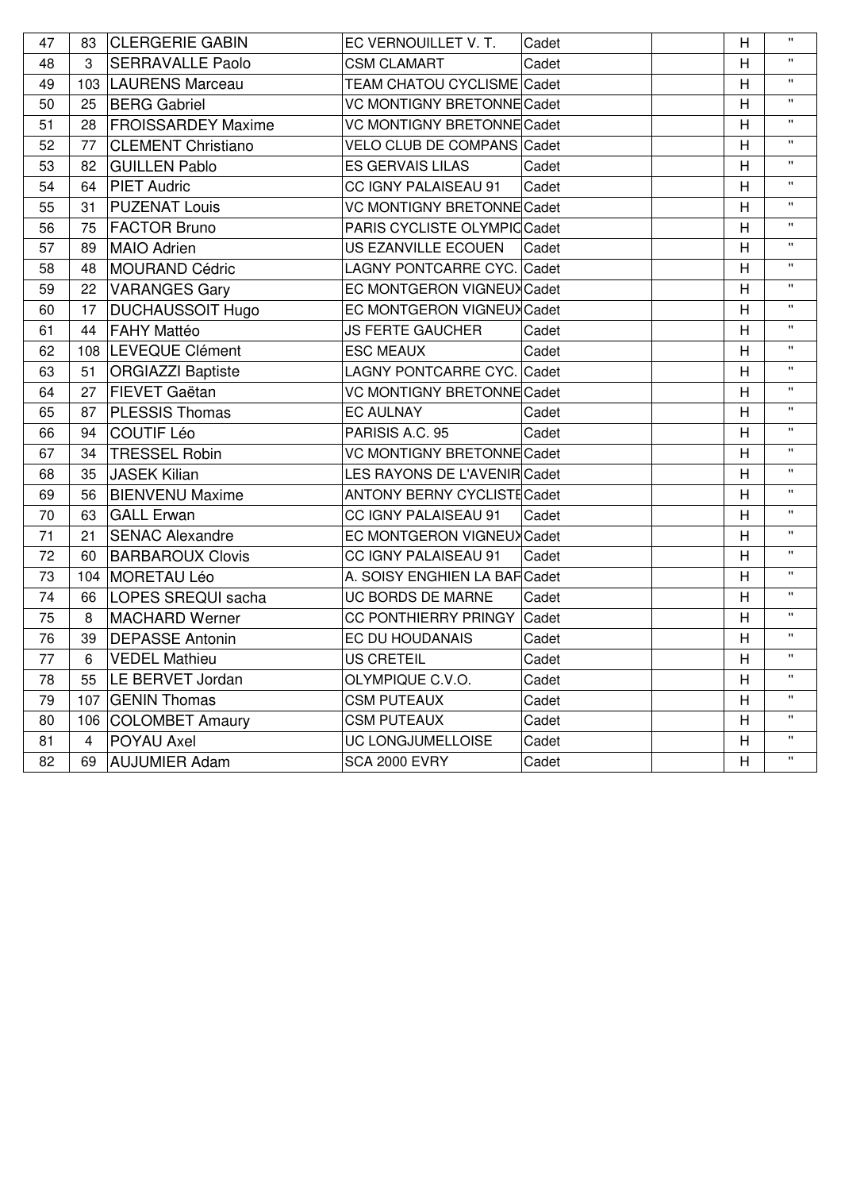| | | | | | | | |
|---|---|---|---|---|---|---|---|
| 47 | 83 | CLERGERIE GABIN | EC VERNOUILLET V. T. | Cadet | | H | " |
| 48 | 3 | SERRAVALLE Paolo | CSM CLAMART | Cadet | | H | " |
| 49 | 103 | LAURENS Marceau | TEAM CHATOU CYCLISME | Cadet | | H | " |
| 50 | 25 | BERG Gabriel | VC MONTIGNY BRETONNE | Cadet | | H | " |
| 51 | 28 | FROISSARDEY Maxime | VC MONTIGNY BRETONNE | Cadet | | H | " |
| 52 | 77 | CLEMENT Christiano | VELO CLUB DE COMPANS | Cadet | | H | " |
| 53 | 82 | GUILLEN Pablo | ES GERVAIS LILAS | Cadet | | H | " |
| 54 | 64 | PIET Audric | CC IGNY PALAISEAU 91 | Cadet | | H | " |
| 55 | 31 | PUZENAT Louis | VC MONTIGNY BRETONNE | Cadet | | H | " |
| 56 | 75 | FACTOR Bruno | PARIS CYCLISTE OLYMPIC | Cadet | | H | " |
| 57 | 89 | MAIO Adrien | US EZANVILLE ECOUEN | Cadet | | H | " |
| 58 | 48 | MOURAND Cédric | LAGNY PONTCARRE CYC. | Cadet | | H | " |
| 59 | 22 | VARANGES Gary | EC MONTGERON VIGNEUX | Cadet | | H | " |
| 60 | 17 | DUCHAUSSOIT Hugo | EC MONTGERON VIGNEUX | Cadet | | H | " |
| 61 | 44 | FAHY Mattéo | JS FERTE GAUCHER | Cadet | | H | " |
| 62 | 108 | LEVEQUE Clément | ESC MEAUX | Cadet | | H | " |
| 63 | 51 | ORGIAZZI Baptiste | LAGNY PONTCARRE CYC. | Cadet | | H | " |
| 64 | 27 | FIEVET Gaëtan | VC MONTIGNY BRETONNE | Cadet | | H | " |
| 65 | 87 | PLESSIS Thomas | EC AULNAY | Cadet | | H | " |
| 66 | 94 | COUTIF Léo | PARISIS A.C. 95 | Cadet | | H | " |
| 67 | 34 | TRESSEL Robin | VC MONTIGNY BRETONNE | Cadet | | H | " |
| 68 | 35 | JASEK Kilian | LES RAYONS DE L'AVENIR | Cadet | | H | " |
| 69 | 56 | BIENVENU Maxime | ANTONY BERNY CYCLISTE | Cadet | | H | " |
| 70 | 63 | GALL Erwan | CC IGNY PALAISEAU 91 | Cadet | | H | " |
| 71 | 21 | SENAC Alexandre | EC MONTGERON VIGNEUX | Cadet | | H | " |
| 72 | 60 | BARBAROUX Clovis | CC IGNY PALAISEAU 91 | Cadet | | H | " |
| 73 | 104 | MORETAU Léo | A. SOISY ENGHIEN LA BAR | Cadet | | H | " |
| 74 | 66 | LOPES SREQUI sacha | UC BORDS DE MARNE | Cadet | | H | " |
| 75 | 8 | MACHARD Werner | CC PONTHIERRY PRINGY | Cadet | | H | " |
| 76 | 39 | DEPASSE Antonin | EC DU HOUDANAIS | Cadet | | H | " |
| 77 | 6 | VEDEL Mathieu | US CRETEIL | Cadet | | H | " |
| 78 | 55 | LE BERVET Jordan | OLYMPIQUE C.V.O. | Cadet | | H | " |
| 79 | 107 | GENIN Thomas | CSM PUTEAUX | Cadet | | H | " |
| 80 | 106 | COLOMBET Amaury | CSM PUTEAUX | Cadet | | H | " |
| 81 | 4 | POYAU Axel | UC LONGJUMELLOISE | Cadet | | H | " |
| 82 | 69 | AUJUMIER Adam | SCA 2000 EVRY | Cadet | | H | " |